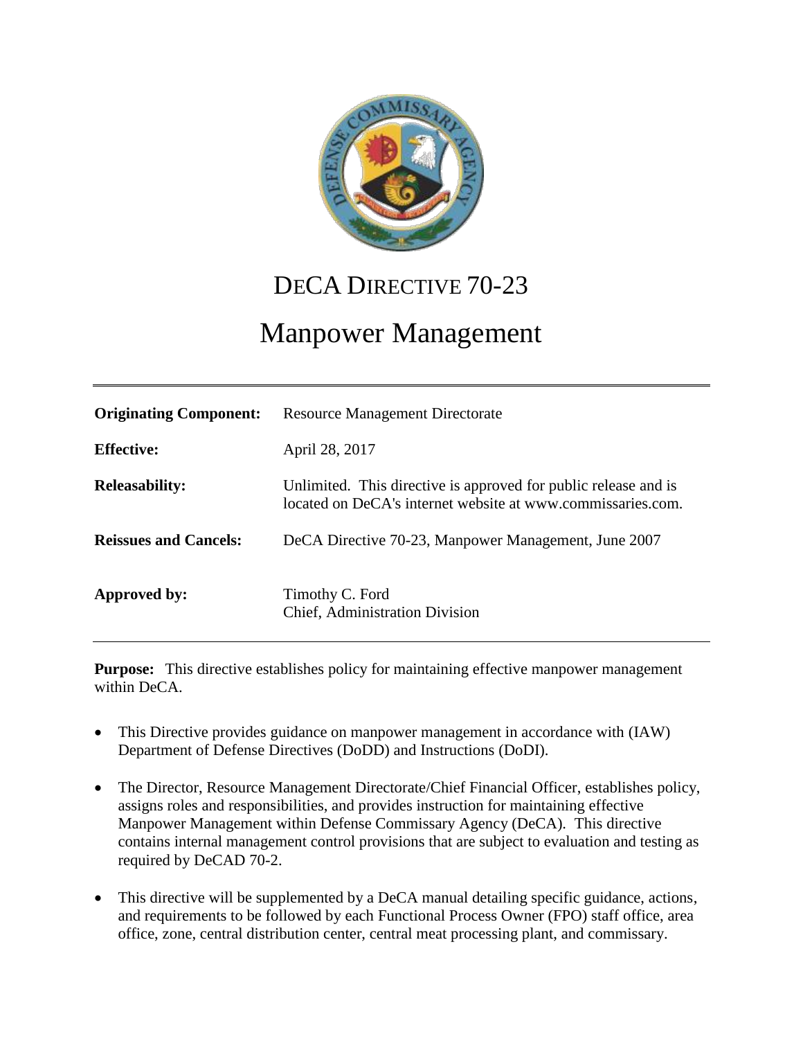# DeCA Directive 70-23

# Manpower Management

| | |
|---|---|
| **Originating Component:** | Resource Management Directorate |
| **Effective:** | April 28, 2017 |
| **Releasability:** | Unlimited. This directive is approved for public release and is located on DeCA's internet website at www.commissaries.com. |
| **Reissues and Cancels:** | DeCA Directive 70-23, Manpower Management, June 2007 |
| **Approved by:** | Timothy C. Ford<br>Chief, Administration Division |

**Purpose:** This directive establishes policy for maintaining effective manpower management within DeCA.

- This Directive provides guidance on manpower management in accordance with (IAW) Department of Defense Directives (DoDD) and Instructions (DoDI).
- The Director, Resource Management Directorate/Chief Financial Officer, establishes policy, assigns roles and responsibilities, and provides instruction for maintaining effective Manpower Management within Defense Commissary Agency (DeCA). This directive contains internal management control provisions that are subject to evaluation and testing as required by DeCAD 70-2.
- This directive will be supplemented by a DeCA manual detailing specific guidance, actions, and requirements to be followed by each Functional Process Owner (FPO) staff office, area office, zone, central distribution center, central meat processing plant, and commissary.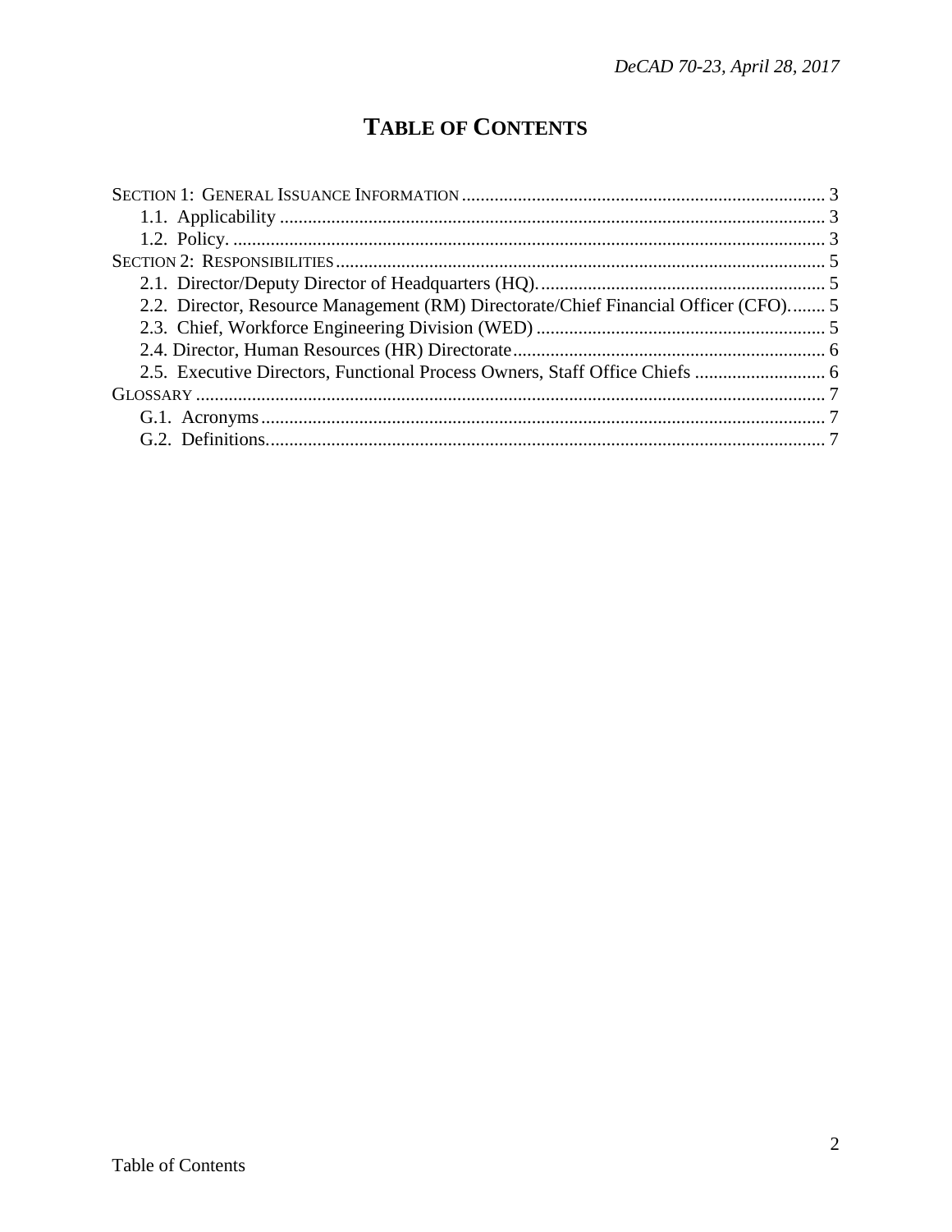# TABLE OF CONTENTS

SECTION 1: GENERAL ISSUANCE INFORMATION .......... 3
- 1.1. Applicability .......... 3
- 1.2. Policy. .......... 3

SECTION 2: RESPONSIBILITIES .......... 5
- 2.1. Director/Deputy Director of Headquarters (HQ). .......... 5
- 2.2. Director, Resource Management (RM) Directorate/Chief Financial Officer (CFO). .......... 5
- 2.3. Chief, Workforce Engineering Division (WED) .......... 5
- 2.4. Director, Human Resources (HR) Directorate .......... 6
- 2.5. Executive Directors, Functional Process Owners, Staff Office Chiefs .......... 6

GLOSSARY .......... 7
- G.1. Acronyms .......... 7
- G.2. Definitions. .......... 7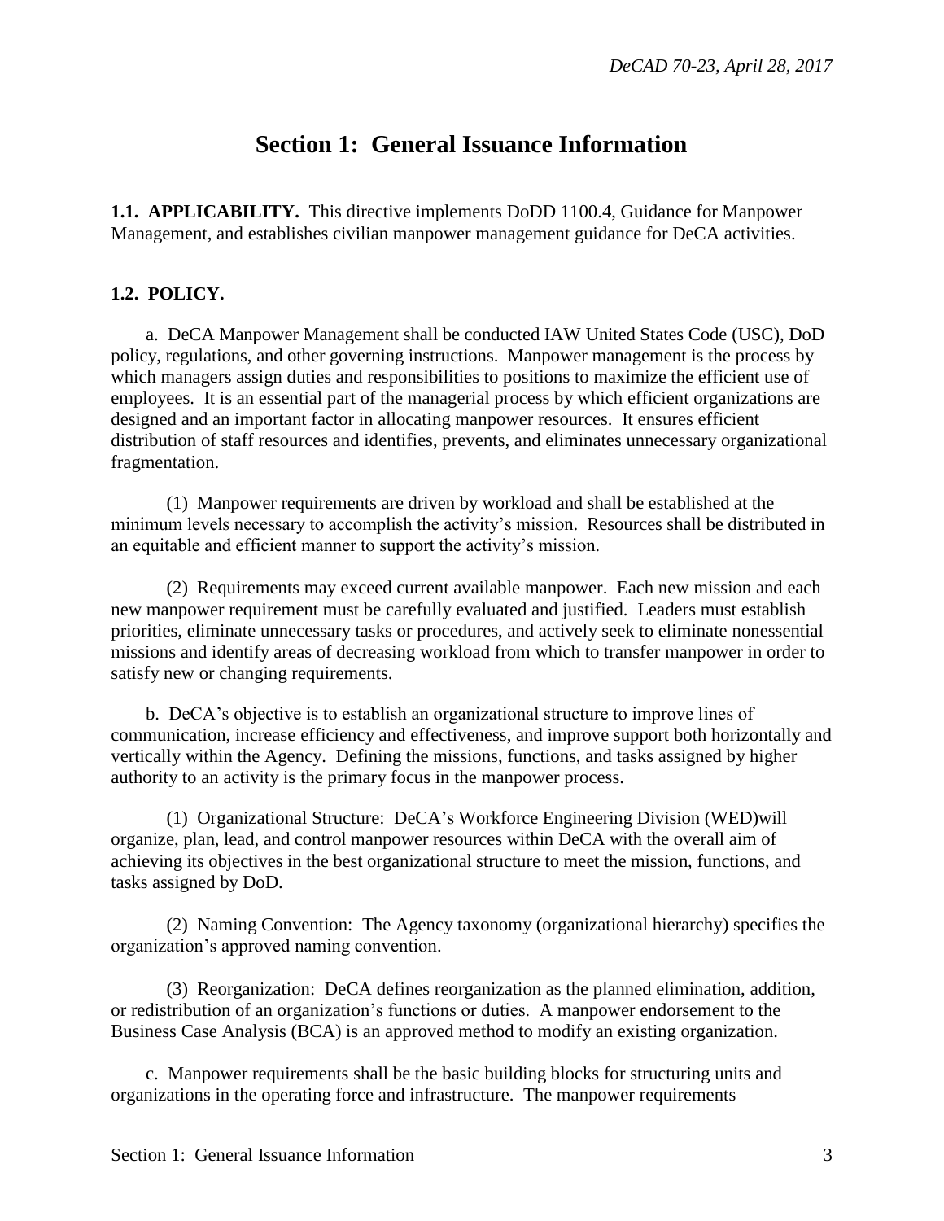# Section 1: General Issuance Information

**1.1. APPLICABILITY.** This directive implements DoDD 1100.4, Guidance for Manpower Management, and establishes civilian manpower management guidance for DeCA activities.

**1.2. POLICY.**

a. DeCA Manpower Management shall be conducted IAW United States Code (USC), DoD policy, regulations, and other governing instructions. Manpower management is the process by which managers assign duties and responsibilities to positions to maximize the efficient use of employees. It is an essential part of the managerial process by which efficient organizations are designed and an important factor in allocating manpower resources. It ensures efficient distribution of staff resources and identifies, prevents, and eliminates unnecessary organizational fragmentation.

(1) Manpower requirements are driven by workload and shall be established at the minimum levels necessary to accomplish the activity's mission. Resources shall be distributed in an equitable and efficient manner to support the activity's mission.

(2) Requirements may exceed current available manpower. Each new mission and each new manpower requirement must be carefully evaluated and justified. Leaders must establish priorities, eliminate unnecessary tasks or procedures, and actively seek to eliminate nonessential missions and identify areas of decreasing workload from which to transfer manpower in order to satisfy new or changing requirements.

b. DeCA's objective is to establish an organizational structure to improve lines of communication, increase efficiency and effectiveness, and improve support both horizontally and vertically within the Agency. Defining the missions, functions, and tasks assigned by higher authority to an activity is the primary focus in the manpower process.

(1) Organizational Structure: DeCA's Workforce Engineering Division (WED)will organize, plan, lead, and control manpower resources within DeCA with the overall aim of achieving its objectives in the best organizational structure to meet the mission, functions, and tasks assigned by DoD.

(2) Naming Convention: The Agency taxonomy (organizational hierarchy) specifies the organization's approved naming convention.

(3) Reorganization: DeCA defines reorganization as the planned elimination, addition, or redistribution of an organization's functions or duties. A manpower endorsement to the Business Case Analysis (BCA) is an approved method to modify an existing organization.

c. Manpower requirements shall be the basic building blocks for structuring units and organizations in the operating force and infrastructure. The manpower requirements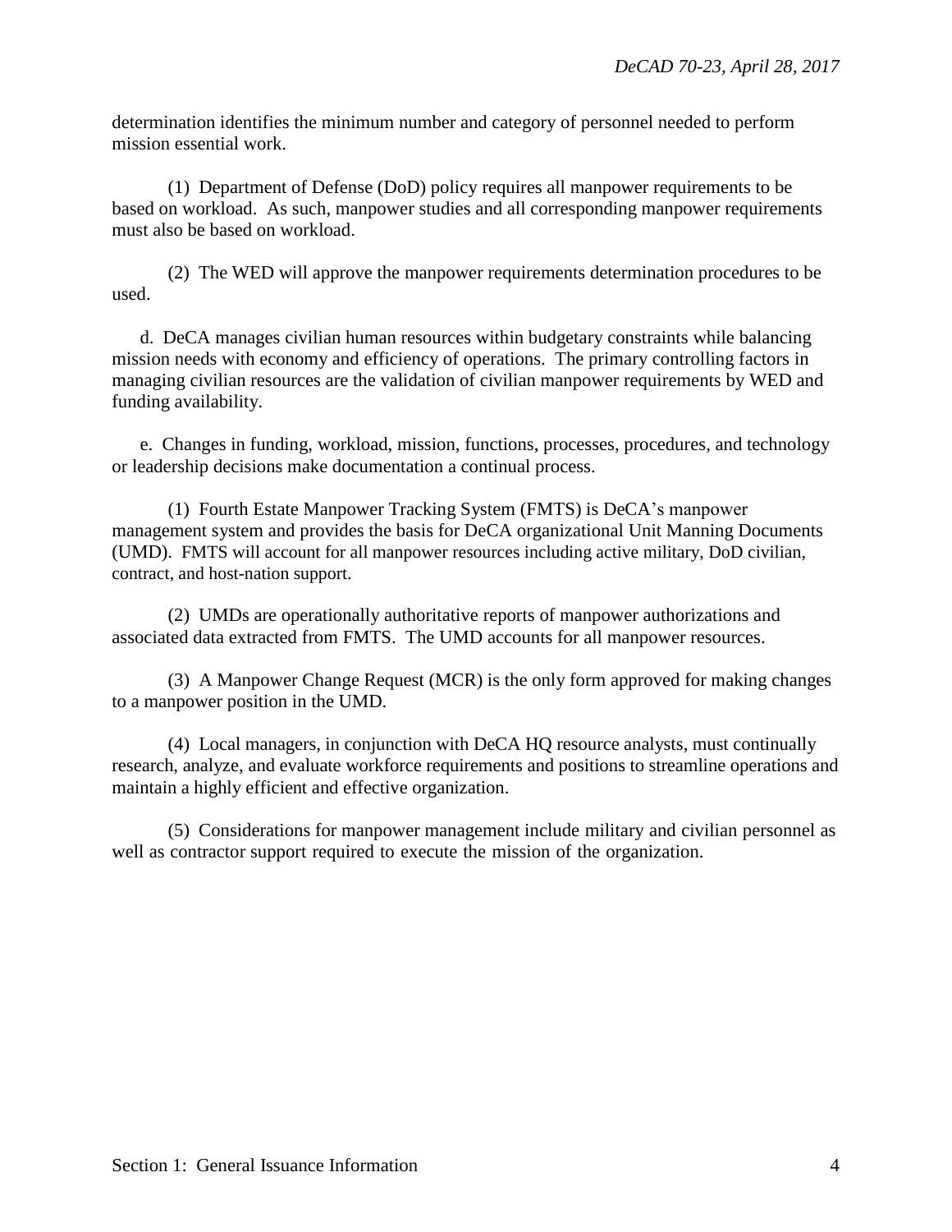determination identifies the minimum number and category of personnel needed to perform mission essential work.

(1) Department of Defense (DoD) policy requires all manpower requirements to be based on workload. As such, manpower studies and all corresponding manpower requirements must also be based on workload.

(2) The WED will approve the manpower requirements determination procedures to be used.

d. DeCA manages civilian human resources within budgetary constraints while balancing mission needs with economy and efficiency of operations. The primary controlling factors in managing civilian resources are the validation of civilian manpower requirements by WED and funding availability.

e. Changes in funding, workload, mission, functions, processes, procedures, and technology or leadership decisions make documentation a continual process.

(1) Fourth Estate Manpower Tracking System (FMTS) is DeCA's manpower management system and provides the basis for DeCA organizational Unit Manning Documents (UMD). FMTS will account for all manpower resources including active military, DoD civilian, contract, and host-nation support.

(2) UMDs are operationally authoritative reports of manpower authorizations and associated data extracted from FMTS. The UMD accounts for all manpower resources.

(3) A Manpower Change Request (MCR) is the only form approved for making changes to a manpower position in the UMD.

(4) Local managers, in conjunction with DeCA HQ resource analysts, must continually research, analyze, and evaluate workforce requirements and positions to streamline operations and maintain a highly efficient and effective organization.

(5) Considerations for manpower management include military and civilian personnel as well as contractor support required to execute the mission of the organization.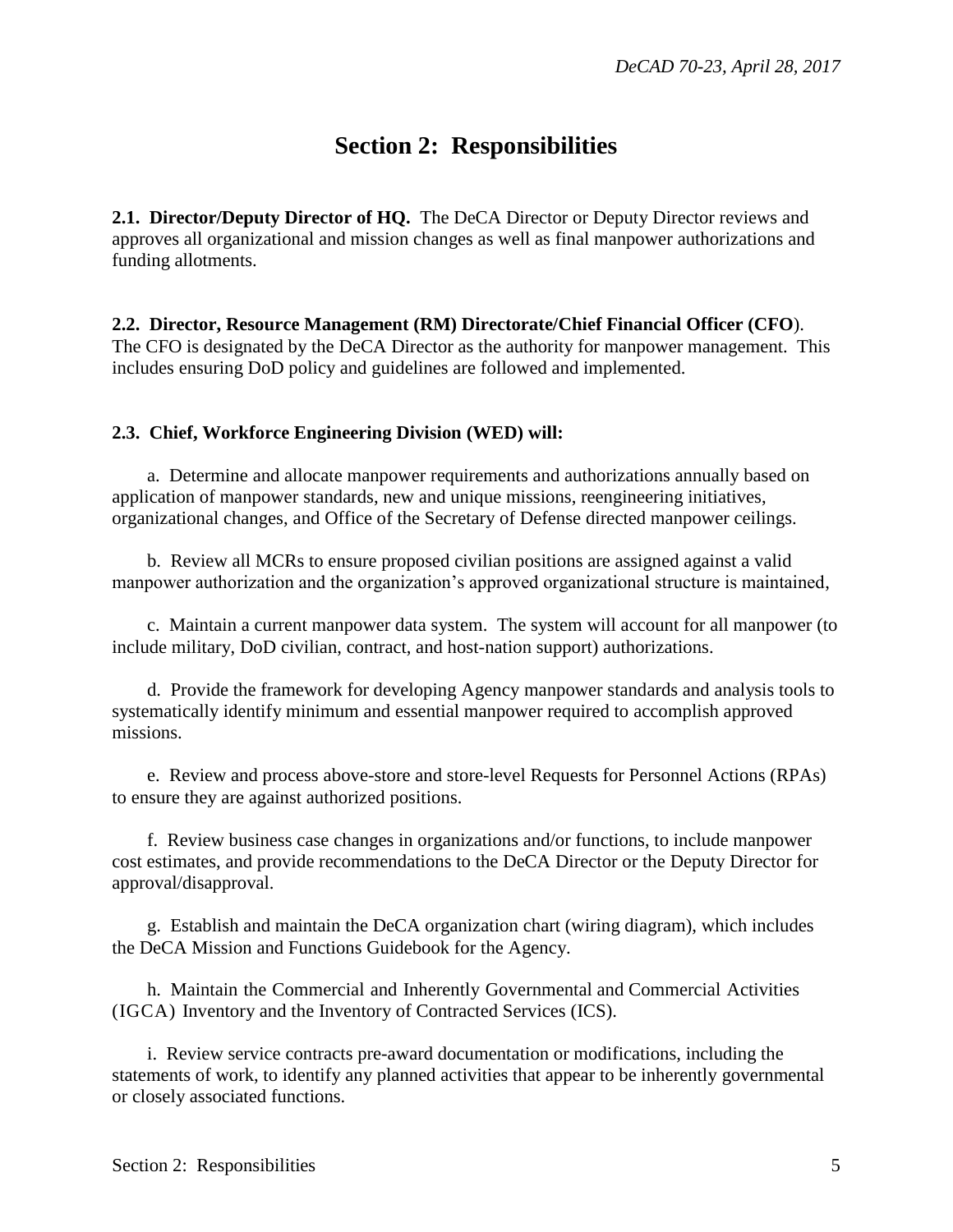# Section 2: Responsibilities

**2.1. Director/Deputy Director of HQ.** The DeCA Director or Deputy Director reviews and approves all organizational and mission changes as well as final manpower authorizations and funding allotments.

**2.2. Director, Resource Management (RM) Directorate/Chief Financial Officer (CFO**). The CFO is designated by the DeCA Director as the authority for manpower management. This includes ensuring DoD policy and guidelines are followed and implemented.

**2.3. Chief, Workforce Engineering Division (WED) will:**

a. Determine and allocate manpower requirements and authorizations annually based on application of manpower standards, new and unique missions, reengineering initiatives, organizational changes, and Office of the Secretary of Defense directed manpower ceilings.

b. Review all MCRs to ensure proposed civilian positions are assigned against a valid manpower authorization and the organization's approved organizational structure is maintained,

c. Maintain a current manpower data system. The system will account for all manpower (to include military, DoD civilian, contract, and host-nation support) authorizations.

d. Provide the framework for developing Agency manpower standards and analysis tools to systematically identify minimum and essential manpower required to accomplish approved missions.

e. Review and process above-store and store-level Requests for Personnel Actions (RPAs) to ensure they are against authorized positions.

f. Review business case changes in organizations and/or functions, to include manpower cost estimates, and provide recommendations to the DeCA Director or the Deputy Director for approval/disapproval.

g. Establish and maintain the DeCA organization chart (wiring diagram), which includes the DeCA Mission and Functions Guidebook for the Agency.

h. Maintain the Commercial and Inherently Governmental and Commercial Activities (IGCA) Inventory and the Inventory of Contracted Services (ICS).

i. Review service contracts pre-award documentation or modifications, including the statements of work, to identify any planned activities that appear to be inherently governmental or closely associated functions.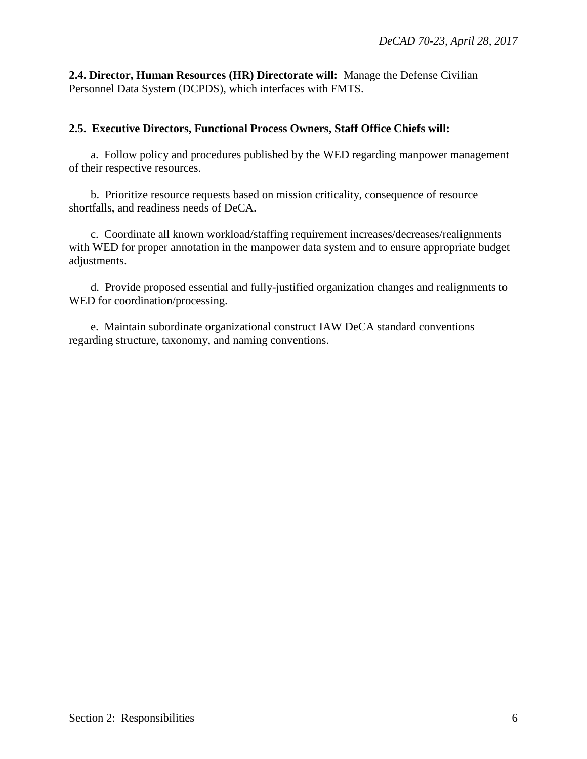**2.4. Director, Human Resources (HR) Directorate will:** Manage the Defense Civilian Personnel Data System (DCPDS), which interfaces with FMTS.

**2.5. Executive Directors, Functional Process Owners, Staff Office Chiefs will:**

a. Follow policy and procedures published by the WED regarding manpower management of their respective resources.

b. Prioritize resource requests based on mission criticality, consequence of resource shortfalls, and readiness needs of DeCA.

c. Coordinate all known workload/staffing requirement increases/decreases/realignments with WED for proper annotation in the manpower data system and to ensure appropriate budget adjustments.

d. Provide proposed essential and fully-justified organization changes and realignments to WED for coordination/processing.

e. Maintain subordinate organizational construct IAW DeCA standard conventions regarding structure, taxonomy, and naming conventions.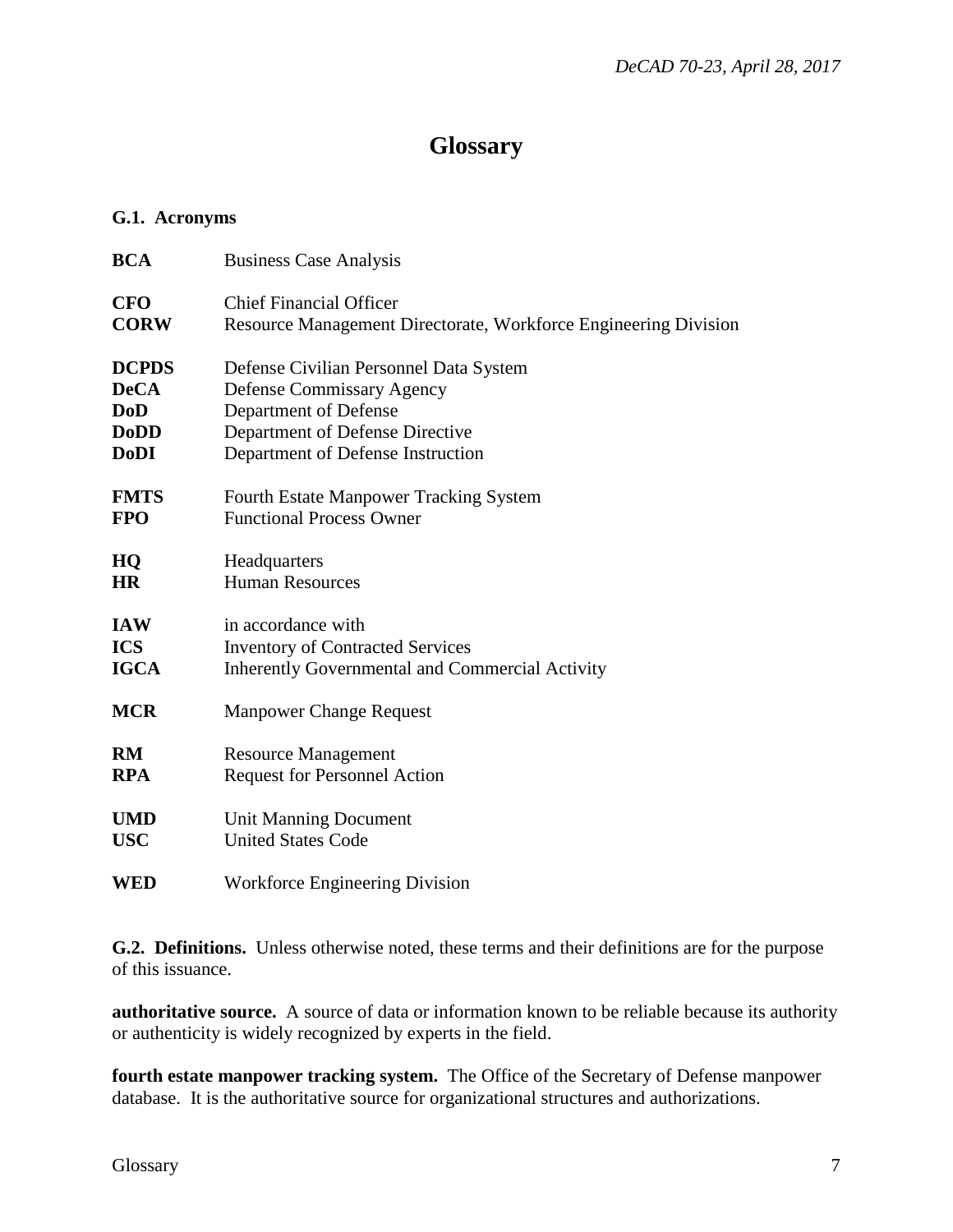# Glossary

## G.1. Acronyms

| | |
|---|---|
| **BCA** | Business Case Analysis |
| **CFO** | Chief Financial Officer |
| **CORW** | Resource Management Directorate, Workforce Engineering Division |
| **DCPDS** | Defense Civilian Personnel Data System |
| **DeCA** | Defense Commissary Agency |
| **DoD** | Department of Defense |
| **DoDD** | Department of Defense Directive |
| **DoDI** | Department of Defense Instruction |
| **FMTS** | Fourth Estate Manpower Tracking System |
| **FPO** | Functional Process Owner |
| **HQ** | Headquarters |
| **HR** | Human Resources |
| **IAW** | in accordance with |
| **ICS** | Inventory of Contracted Services |
| **IGCA** | Inherently Governmental and Commercial Activity |
| **MCR** | Manpower Change Request |
| **RM** | Resource Management |
| **RPA** | Request for Personnel Action |
| **UMD** | Unit Manning Document |
| **USC** | United States Code |
| **WED** | Workforce Engineering Division |

**G.2. Definitions.** Unless otherwise noted, these terms and their definitions are for the purpose of this issuance.

**authoritative source.** A source of data or information known to be reliable because its authority or authenticity is widely recognized by experts in the field.

**fourth estate manpower tracking system.** The Office of the Secretary of Defense manpower database. It is the authoritative source for organizational structures and authorizations.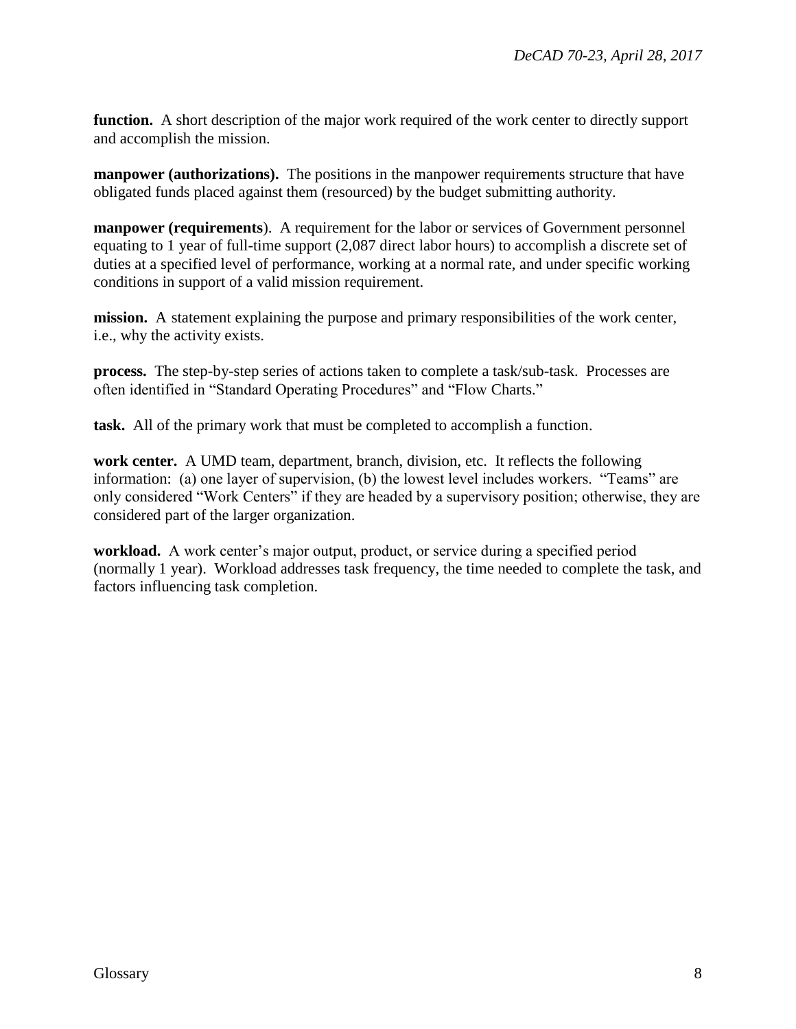**function.** A short description of the major work required of the work center to directly support and accomplish the mission.

**manpower (authorizations).** The positions in the manpower requirements structure that have obligated funds placed against them (resourced) by the budget submitting authority.

**manpower (requirements**). A requirement for the labor or services of Government personnel equating to 1 year of full-time support (2,087 direct labor hours) to accomplish a discrete set of duties at a specified level of performance, working at a normal rate, and under specific working conditions in support of a valid mission requirement.

**mission.** A statement explaining the purpose and primary responsibilities of the work center, i.e., why the activity exists.

**process.** The step-by-step series of actions taken to complete a task/sub-task. Processes are often identified in "Standard Operating Procedures" and "Flow Charts."

**task.** All of the primary work that must be completed to accomplish a function.

**work center.** A UMD team, department, branch, division, etc. It reflects the following information: (a) one layer of supervision, (b) the lowest level includes workers. "Teams" are only considered "Work Centers" if they are headed by a supervisory position; otherwise, they are considered part of the larger organization.

**workload.** A work center's major output, product, or service during a specified period (normally 1 year). Workload addresses task frequency, the time needed to complete the task, and factors influencing task completion.